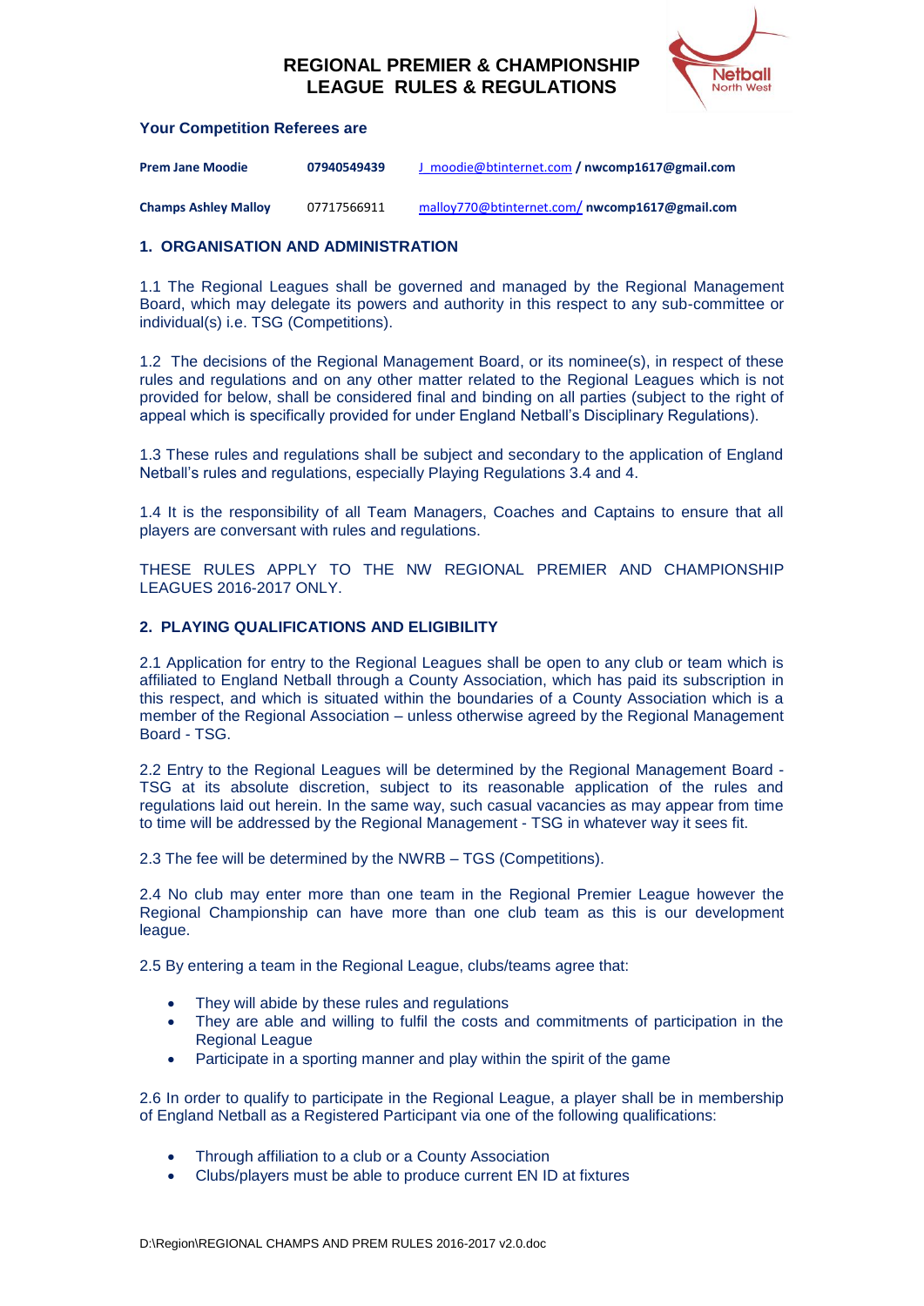# REGIONAL PREMIER & CHAMPIONSHIP LEAGUE RULES & REGULATIONS

### Your Competition Referees are

| **Prem Jane Moodie** | **07940549439** | J_moodie@btinternet.com / **nwcomp1617@gmail.com** |
|---|---|---|
| **Champs Ashley Malloy** | 07717566911 | malloy770@btinternet.com/ **nwcomp1617@gmail.com** |

## 1. ORGANISATION AND ADMINISTRATION

1.1 The Regional Leagues shall be governed and managed by the Regional Management Board, which may delegate its powers and authority in this respect to any sub-committee or individual(s) i.e. TSG (Competitions).

1.2 The decisions of the Regional Management Board, or its nominee(s), in respect of these rules and regulations and on any other matter related to the Regional Leagues which is not provided for below, shall be considered final and binding on all parties (subject to the right of appeal which is specifically provided for under England Netball's Disciplinary Regulations).

1.3 These rules and regulations shall be subject and secondary to the application of England Netball's rules and regulations, especially Playing Regulations 3.4 and 4.

1.4 It is the responsibility of all Team Managers, Coaches and Captains to ensure that all players are conversant with rules and regulations.

THESE RULES APPLY TO THE NW REGIONAL PREMIER AND CHAMPIONSHIP LEAGUES 2016-2017 ONLY.

## 2. PLAYING QUALIFICATIONS AND ELIGIBILITY

2.1 Application for entry to the Regional Leagues shall be open to any club or team which is affiliated to England Netball through a County Association, which has paid its subscription in this respect, and which is situated within the boundaries of a County Association which is a member of the Regional Association – unless otherwise agreed by the Regional Management Board - TSG.

2.2 Entry to the Regional Leagues will be determined by the Regional Management Board - TSG at its absolute discretion, subject to its reasonable application of the rules and regulations laid out herein. In the same way, such casual vacancies as may appear from time to time will be addressed by the Regional Management - TSG in whatever way it sees fit.

2.3 The fee will be determined by the NWRB – TGS (Competitions).

2.4 No club may enter more than one team in the Regional Premier League however the Regional Championship can have more than one club team as this is our development league.

2.5 By entering a team in the Regional League, clubs/teams agree that:

- They will abide by these rules and regulations
- They are able and willing to fulfil the costs and commitments of participation in the Regional League
- Participate in a sporting manner and play within the spirit of the game

2.6 In order to qualify to participate in the Regional League, a player shall be in membership of England Netball as a Registered Participant via one of the following qualifications:

- Through affiliation to a club or a County Association
- Clubs/players must be able to produce current EN ID at fixtures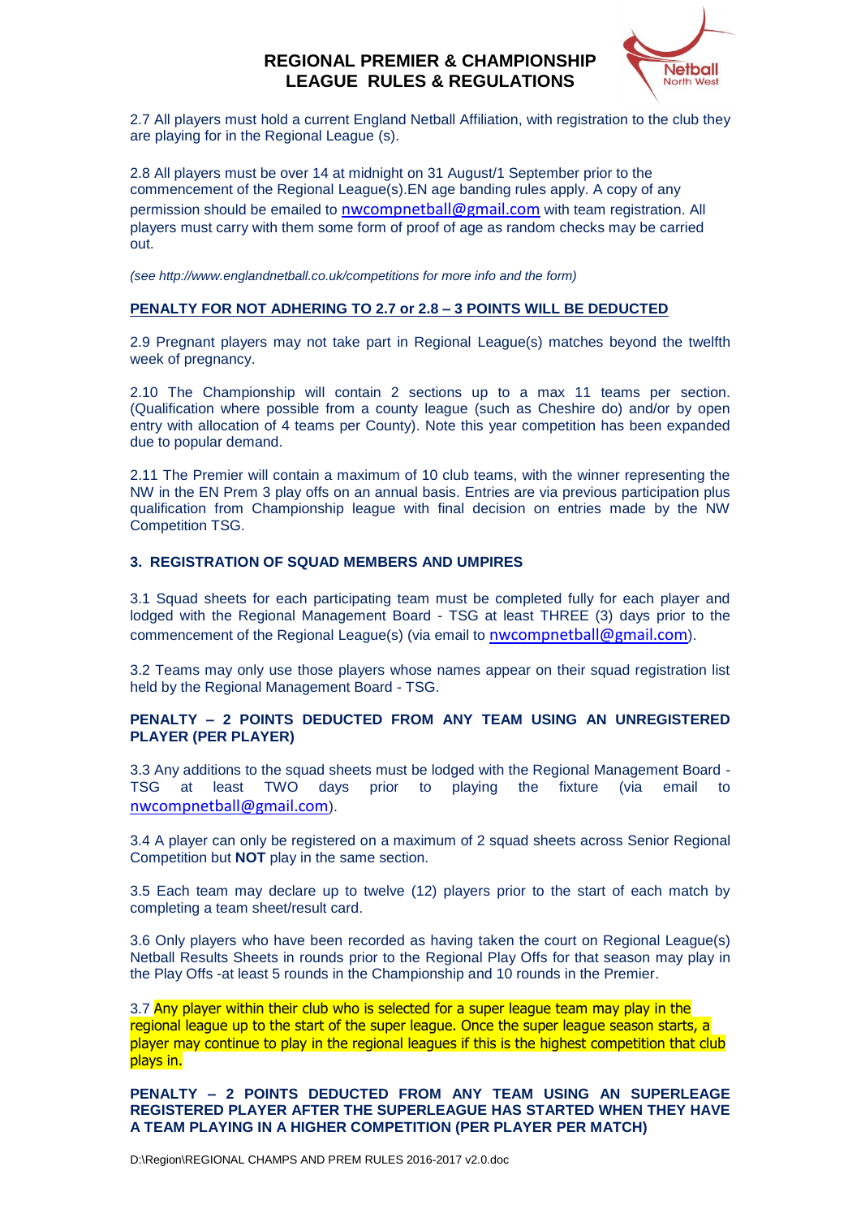2.7 All players must hold a current England Netball Affiliation, with registration to the club they are playing for in the Regional League (s).

2.8 All players must be over 14 at midnight on 31 August/1 September prior to the commencement of the Regional League(s).EN age banding rules apply. A copy of any permission should be emailed to nwcompnetball@gmail.com with team registration. All players must carry with them some form of proof of age as random checks may be carried out.

*(see http://www.englandnetball.co.uk/competitions for more info and the form)*

**PENALTY FOR NOT ADHERING TO 2.7 or 2.8 – 3 POINTS WILL BE DEDUCTED**

2.9 Pregnant players may not take part in Regional League(s) matches beyond the twelfth week of pregnancy.

2.10 The Championship will contain 2 sections up to a max 11 teams per section. (Qualification where possible from a county league (such as Cheshire do) and/or by open entry with allocation of 4 teams per County). Note this year competition has been expanded due to popular demand.

2.11 The Premier will contain a maximum of 10 club teams, with the winner representing the NW in the EN Prem 3 play offs on an annual basis. Entries are via previous participation plus qualification from Championship league with final decision on entries made by the NW Competition TSG.

### 3. REGISTRATION OF SQUAD MEMBERS AND UMPIRES

3.1 Squad sheets for each participating team must be completed fully for each player and lodged with the Regional Management Board - TSG at least THREE (3) days prior to the commencement of the Regional League(s) (via email to nwcompnetball@gmail.com).

3.2 Teams may only use those players whose names appear on their squad registration list held by the Regional Management Board - TSG.

**PENALTY – 2 POINTS DEDUCTED FROM ANY TEAM USING AN UNREGISTERED PLAYER (PER PLAYER)**

3.3 Any additions to the squad sheets must be lodged with the Regional Management Board - TSG at least TWO days prior to playing the fixture (via email to nwcompnetball@gmail.com).

3.4 A player can only be registered on a maximum of 2 squad sheets across Senior Regional Competition but **NOT** play in the same section.

3.5 Each team may declare up to twelve (12) players prior to the start of each match by completing a team sheet/result card.

3.6 Only players who have been recorded as having taken the court on Regional League(s) Netball Results Sheets in rounds prior to the Regional Play Offs for that season may play in the Play Offs -at least 5 rounds in the Championship and 10 rounds in the Premier.

3.7 Any player within their club who is selected for a super league team may play in the regional league up to the start of the super league. Once the super league season starts, a player may continue to play in the regional leagues if this is the highest competition that club plays in.

**PENALTY – 2 POINTS DEDUCTED FROM ANY TEAM USING AN SUPERLEAGE REGISTERED PLAYER AFTER THE SUPERLEAGUE HAS STARTED WHEN THEY HAVE A TEAM PLAYING IN A HIGHER COMPETITION (PER PLAYER PER MATCH)**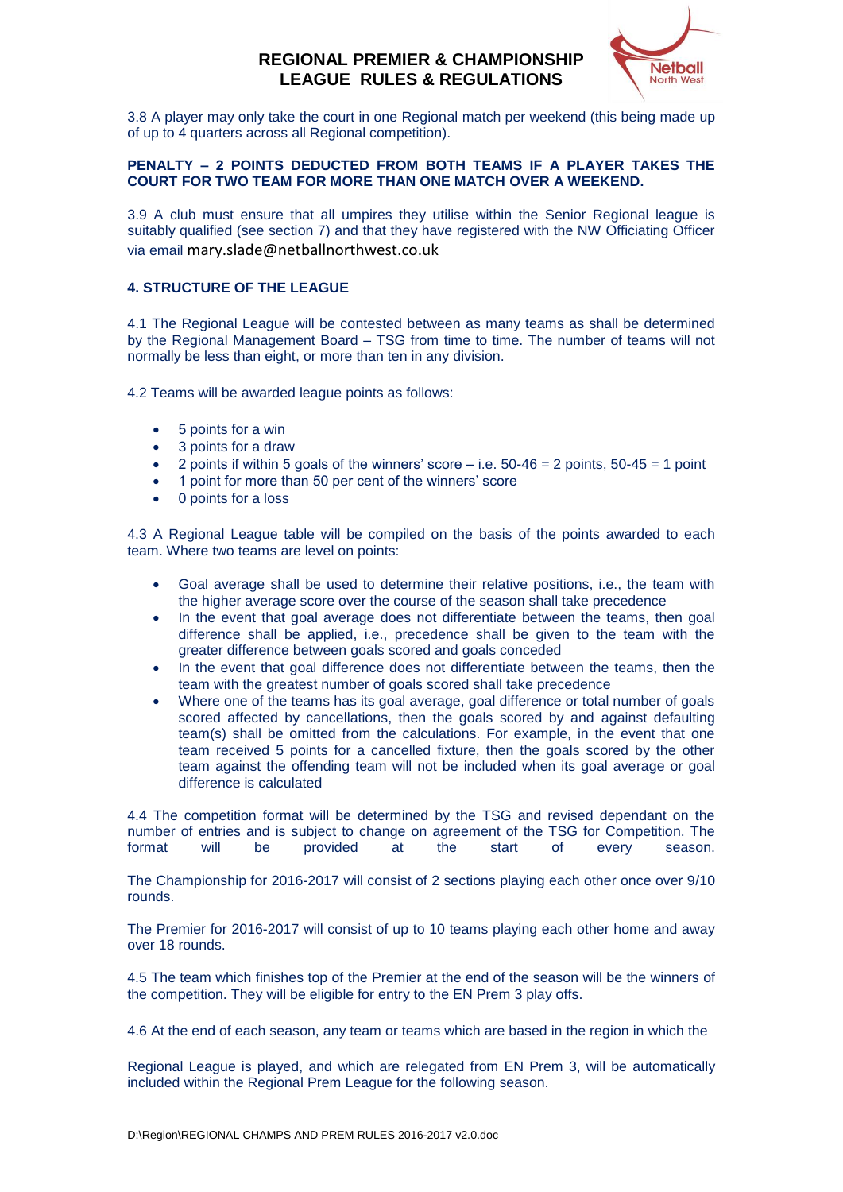3.8 A player may only take the court in one Regional match per weekend (this being made up of up to 4 quarters across all Regional competition).

**PENALTY – 2 POINTS DEDUCTED FROM BOTH TEAMS IF A PLAYER TAKES THE COURT FOR TWO TEAM FOR MORE THAN ONE MATCH OVER A WEEKEND.**

3.9 A club must ensure that all umpires they utilise within the Senior Regional league is suitably qualified (see section 7) and that they have registered with the NW Officiating Officer via email mary.slade@netballnorthwest.co.uk

## 4. STRUCTURE OF THE LEAGUE

4.1 The Regional League will be contested between as many teams as shall be determined by the Regional Management Board – TSG from time to time. The number of teams will not normally be less than eight, or more than ten in any division.

4.2 Teams will be awarded league points as follows:

- 5 points for a win
- 3 points for a draw
- 2 points if within 5 goals of the winners' score – i.e. 50-46 = 2 points, 50-45 = 1 point
- 1 point for more than 50 per cent of the winners' score
- 0 points for a loss

4.3 A Regional League table will be compiled on the basis of the points awarded to each team. Where two teams are level on points:

- Goal average shall be used to determine their relative positions, i.e., the team with the higher average score over the course of the season shall take precedence
- In the event that goal average does not differentiate between the teams, then goal difference shall be applied, i.e., precedence shall be given to the team with the greater difference between goals scored and goals conceded
- In the event that goal difference does not differentiate between the teams, then the team with the greatest number of goals scored shall take precedence
- Where one of the teams has its goal average, goal difference or total number of goals scored affected by cancellations, then the goals scored by and against defaulting team(s) shall be omitted from the calculations. For example, in the event that one team received 5 points for a cancelled fixture, then the goals scored by the other team against the offending team will not be included when its goal average or goal difference is calculated

4.4 The competition format will be determined by the TSG and revised dependant on the number of entries and is subject to change on agreement of the TSG for Competition. The format will be provided at the start of every season.

The Championship for 2016-2017 will consist of 2 sections playing each other once over 9/10 rounds.

The Premier for 2016-2017 will consist of up to 10 teams playing each other home and away over 18 rounds.

4.5 The team which finishes top of the Premier at the end of the season will be the winners of the competition. They will be eligible for entry to the EN Prem 3 play offs.

4.6 At the end of each season, any team or teams which are based in the region in which the Regional League is played, and which are relegated from EN Prem 3, will be automatically included within the Regional Prem League for the following season.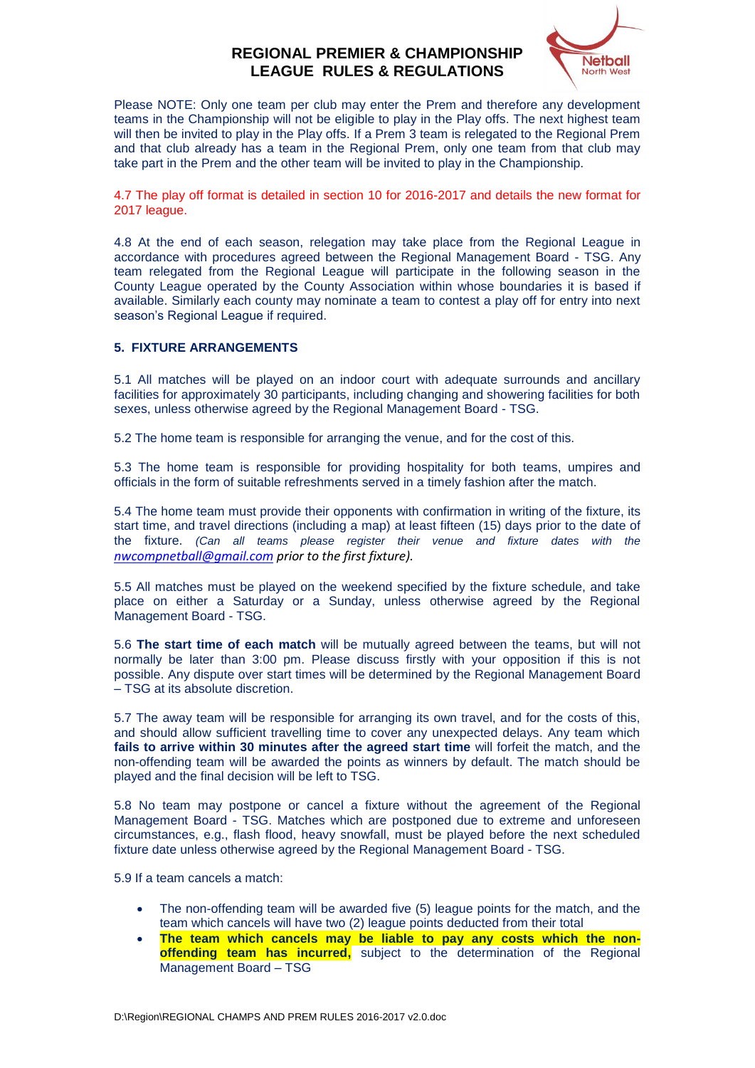Please NOTE: Only one team per club may enter the Prem and therefore any development teams in the Championship will not be eligible to play in the Play offs. The next highest team will then be invited to play in the Play offs. If a Prem 3 team is relegated to the Regional Prem and that club already has a team in the Regional Prem, only one team from that club may take part in the Prem and the other team will be invited to play in the Championship.

4.7 The play off format is detailed in section 10 for 2016-2017 and details the new format for 2017 league.

4.8 At the end of each season, relegation may take place from the Regional League in accordance with procedures agreed between the Regional Management Board - TSG. Any team relegated from the Regional League will participate in the following season in the County League operated by the County Association within whose boundaries it is based if available. Similarly each county may nominate a team to contest a play off for entry into next season's Regional League if required.

## 5. FIXTURE ARRANGEMENTS

5.1 All matches will be played on an indoor court with adequate surrounds and ancillary facilities for approximately 30 participants, including changing and showering facilities for both sexes, unless otherwise agreed by the Regional Management Board - TSG.

5.2 The home team is responsible for arranging the venue, and for the cost of this.

5.3 The home team is responsible for providing hospitality for both teams, umpires and officials in the form of suitable refreshments served in a timely fashion after the match.

5.4 The home team must provide their opponents with confirmation in writing of the fixture, its start time, and travel directions (including a map) at least fifteen (15) days prior to the date of the fixture. *(Can all teams please register their venue and fixture dates with the nwcompnetball@gmail.com prior to the first fixture).*

5.5 All matches must be played on the weekend specified by the fixture schedule, and take place on either a Saturday or a Sunday, unless otherwise agreed by the Regional Management Board - TSG.

5.6 **The start time of each match** will be mutually agreed between the teams, but will not normally be later than 3:00 pm. Please discuss firstly with your opposition if this is not possible. Any dispute over start times will be determined by the Regional Management Board – TSG at its absolute discretion.

5.7 The away team will be responsible for arranging its own travel, and for the costs of this, and should allow sufficient travelling time to cover any unexpected delays. Any team which **fails to arrive within 30 minutes after the agreed start time** will forfeit the match, and the non-offending team will be awarded the points as winners by default. The match should be played and the final decision will be left to TSG.

5.8 No team may postpone or cancel a fixture without the agreement of the Regional Management Board - TSG. Matches which are postponed due to extreme and unforeseen circumstances, e.g., flash flood, heavy snowfall, must be played before the next scheduled fixture date unless otherwise agreed by the Regional Management Board - TSG.

5.9 If a team cancels a match:

- The non-offending team will be awarded five (5) league points for the match, and the team which cancels will have two (2) league points deducted from their total
- **The team which cancels may be liable to pay any costs which the non-offending team has incurred,** subject to the determination of the Regional Management Board – TSG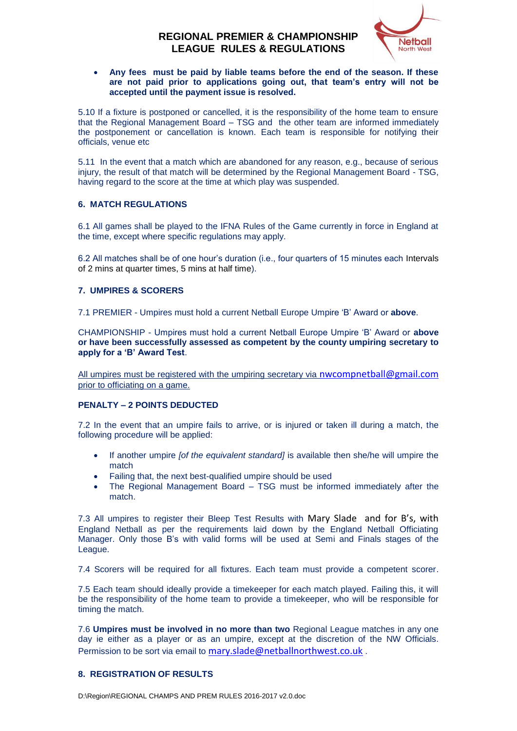- **Any fees must be paid by liable teams before the end of the season. If these are not paid prior to applications going out, that team's entry will not be accepted until the payment issue is resolved.**

5.10 If a fixture is postponed or cancelled, it is the responsibility of the home team to ensure that the Regional Management Board – TSG and the other team are informed immediately the postponement or cancellation is known. Each team is responsible for notifying their officials, venue etc

5.11 In the event that a match which are abandoned for any reason, e.g., because of serious injury, the result of that match will be determined by the Regional Management Board - TSG, having regard to the score at the time at which play was suspended.

## 6. MATCH REGULATIONS

6.1 All games shall be played to the IFNA Rules of the Game currently in force in England at the time, except where specific regulations may apply.

6.2 All matches shall be of one hour's duration (i.e., four quarters of 15 minutes each Intervals of 2 mins at quarter times, 5 mins at half time).

## 7. UMPIRES & SCORERS

7.1 PREMIER - Umpires must hold a current Netball Europe Umpire 'B' Award or **above**.

CHAMPIONSHIP - Umpires must hold a current Netball Europe Umpire 'B' Award or **above or have been successfully assessed as competent by the county umpiring secretary to apply for a 'B' Award Test**.

All umpires must be registered with the umpiring secretary via nwcompnetball@gmail.com prior to officiating on a game.

**PENALTY – 2 POINTS DEDUCTED**

7.2 In the event that an umpire fails to arrive, or is injured or taken ill during a match, the following procedure will be applied:

- If another umpire *[of the equivalent standard]* is available then she/he will umpire the match
- Failing that, the next best-qualified umpire should be used
- The Regional Management Board – TSG must be informed immediately after the match.

7.3 All umpires to register their Bleep Test Results with Mary Slade and for B's, with England Netball as per the requirements laid down by the England Netball Officiating Manager. Only those B's with valid forms will be used at Semi and Finals stages of the League.

7.4 Scorers will be required for all fixtures. Each team must provide a competent scorer.

7.5 Each team should ideally provide a timekeeper for each match played. Failing this, it will be the responsibility of the home team to provide a timekeeper, who will be responsible for timing the match.

7.6 **Umpires must be involved in no more than two** Regional League matches in any one day ie either as a player or as an umpire, except at the discretion of the NW Officials. Permission to be sort via email to mary.slade@netballnorthwest.co.uk .

## 8. REGISTRATION OF RESULTS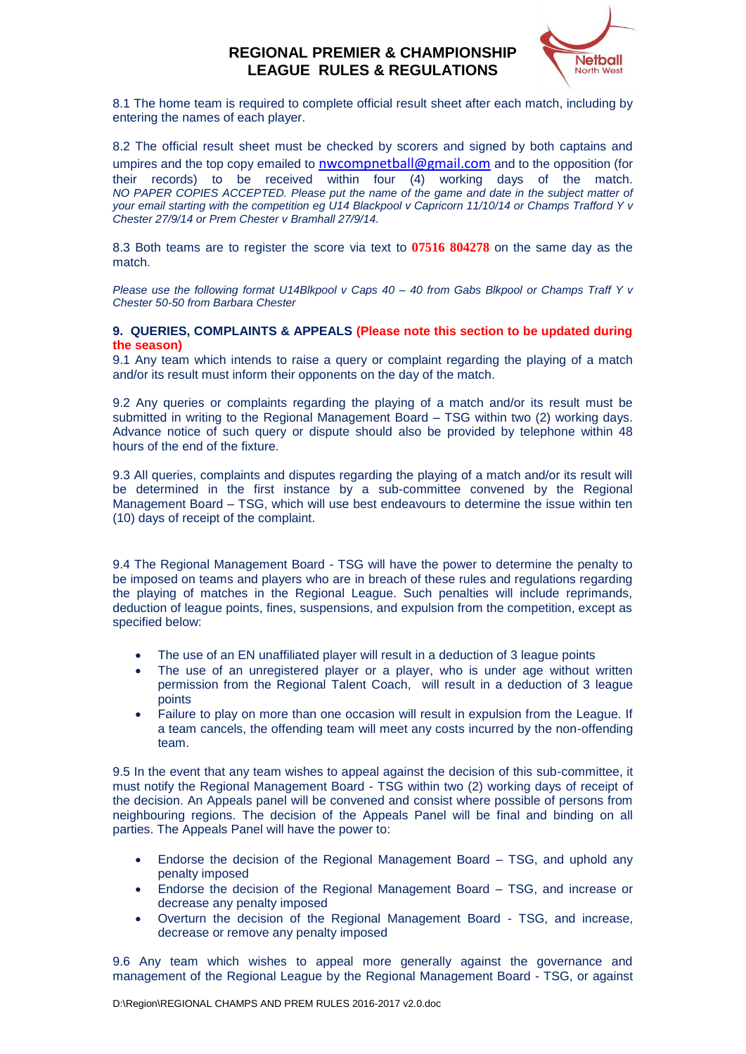8.1 The home team is required to complete official result sheet after each match, including by entering the names of each player.

8.2 The official result sheet must be checked by scorers and signed by both captains and umpires and the top copy emailed to nwcompnetball@gmail.com and to the opposition (for their records) to be received within four (4) working days of the match. *NO PAPER COPIES ACCEPTED. Please put the name of the game and date in the subject matter of your email starting with the competition eg U14 Blackpool v Capricorn 11/10/14 or Champs Trafford Y v Chester 27/9/14 or Prem Chester v Bramhall 27/9/14.*

8.3 Both teams are to register the score via text to **07516 804278** on the same day as the match.

*Please use the following format U14Blkpool v Caps 40 – 40 from Gabs Blkpool or Champs Traff Y v Chester 50-50 from Barbara Chester*

**9. QUERIES, COMPLAINTS & APPEALS (Please note this section to be updated during the season)**

9.1 Any team which intends to raise a query or complaint regarding the playing of a match and/or its result must inform their opponents on the day of the match.

9.2 Any queries or complaints regarding the playing of a match and/or its result must be submitted in writing to the Regional Management Board – TSG within two (2) working days. Advance notice of such query or dispute should also be provided by telephone within 48 hours of the end of the fixture.

9.3 All queries, complaints and disputes regarding the playing of a match and/or its result will be determined in the first instance by a sub-committee convened by the Regional Management Board – TSG, which will use best endeavours to determine the issue within ten (10) days of receipt of the complaint.

9.4 The Regional Management Board - TSG will have the power to determine the penalty to be imposed on teams and players who are in breach of these rules and regulations regarding the playing of matches in the Regional League. Such penalties will include reprimands, deduction of league points, fines, suspensions, and expulsion from the competition, except as specified below:

- The use of an EN unaffiliated player will result in a deduction of 3 league points
- The use of an unregistered player or a player, who is under age without written permission from the Regional Talent Coach, will result in a deduction of 3 league points
- Failure to play on more than one occasion will result in expulsion from the League. If a team cancels, the offending team will meet any costs incurred by the non-offending team.

9.5 In the event that any team wishes to appeal against the decision of this sub-committee, it must notify the Regional Management Board - TSG within two (2) working days of receipt of the decision. An Appeals panel will be convened and consist where possible of persons from neighbouring regions. The decision of the Appeals Panel will be final and binding on all parties. The Appeals Panel will have the power to:

- Endorse the decision of the Regional Management Board – TSG, and uphold any penalty imposed
- Endorse the decision of the Regional Management Board – TSG, and increase or decrease any penalty imposed
- Overturn the decision of the Regional Management Board - TSG, and increase, decrease or remove any penalty imposed

9.6 Any team which wishes to appeal more generally against the governance and management of the Regional League by the Regional Management Board - TSG, or against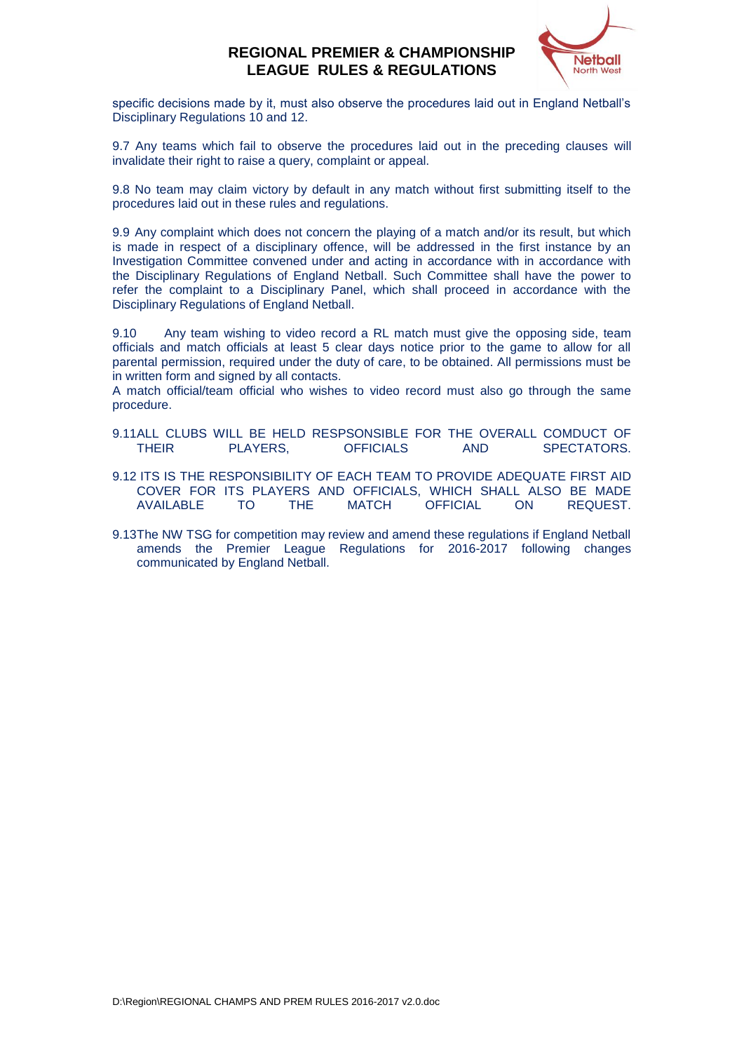specific decisions made by it, must also observe the procedures laid out in England Netball's Disciplinary Regulations 10 and 12.

9.7 Any teams which fail to observe the procedures laid out in the preceding clauses will invalidate their right to raise a query, complaint or appeal.

9.8 No team may claim victory by default in any match without first submitting itself to the procedures laid out in these rules and regulations.

9.9 Any complaint which does not concern the playing of a match and/or its result, but which is made in respect of a disciplinary offence, will be addressed in the first instance by an Investigation Committee convened under and acting in accordance with in accordance with the Disciplinary Regulations of England Netball. Such Committee shall have the power to refer the complaint to a Disciplinary Panel, which shall proceed in accordance with the Disciplinary Regulations of England Netball.

9.10 Any team wishing to video record a RL match must give the opposing side, team officials and match officials at least 5 clear days notice prior to the game to allow for all parental permission, required under the duty of care, to be obtained. All permissions must be in written form and signed by all contacts.

A match official/team official who wishes to video record must also go through the same procedure.

9.11 ALL CLUBS WILL BE HELD RESPSONSIBLE FOR THE OVERALL COMDUCT OF THEIR PLAYERS, OFFICIALS AND SPECTATORS.

9.12 ITS IS THE RESPONSIBILITY OF EACH TEAM TO PROVIDE ADEQUATE FIRST AID COVER FOR ITS PLAYERS AND OFFICIALS, WHICH SHALL ALSO BE MADE AVAILABLE TO THE MATCH OFFICIAL ON REQUEST.

9.13 The NW TSG for competition may review and amend these regulations if England Netball amends the Premier League Regulations for 2016-2017 following changes communicated by England Netball.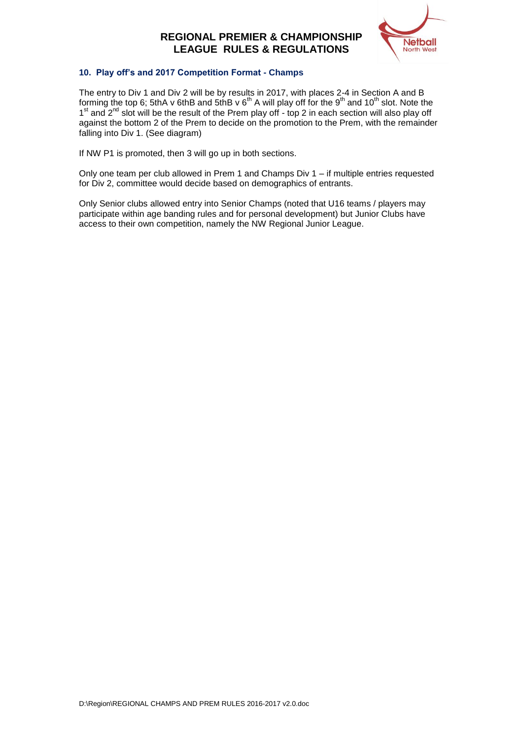### 10. Play off's and 2017 Competition Format - Champs

The entry to Div 1 and Div 2 will be by results in 2017, with places 2-4 in Section A and B forming the top 6; 5thA v 6thB and 5thB v 6th A will play off for the 9th and 10th slot. Note the 1st and 2nd slot will be the result of the Prem play off - top 2 in each section will also play off against the bottom 2 of the Prem to decide on the promotion to the Prem, with the remainder falling into Div 1. (See diagram)

If NW P1 is promoted, then 3 will go up in both sections.

Only one team per club allowed in Prem 1 and Champs Div 1 – if multiple entries requested for Div 2, committee would decide based on demographics of entrants.

Only Senior clubs allowed entry into Senior Champs (noted that U16 teams / players may participate within age banding rules and for personal development) but Junior Clubs have access to their own competition, namely the NW Regional Junior League.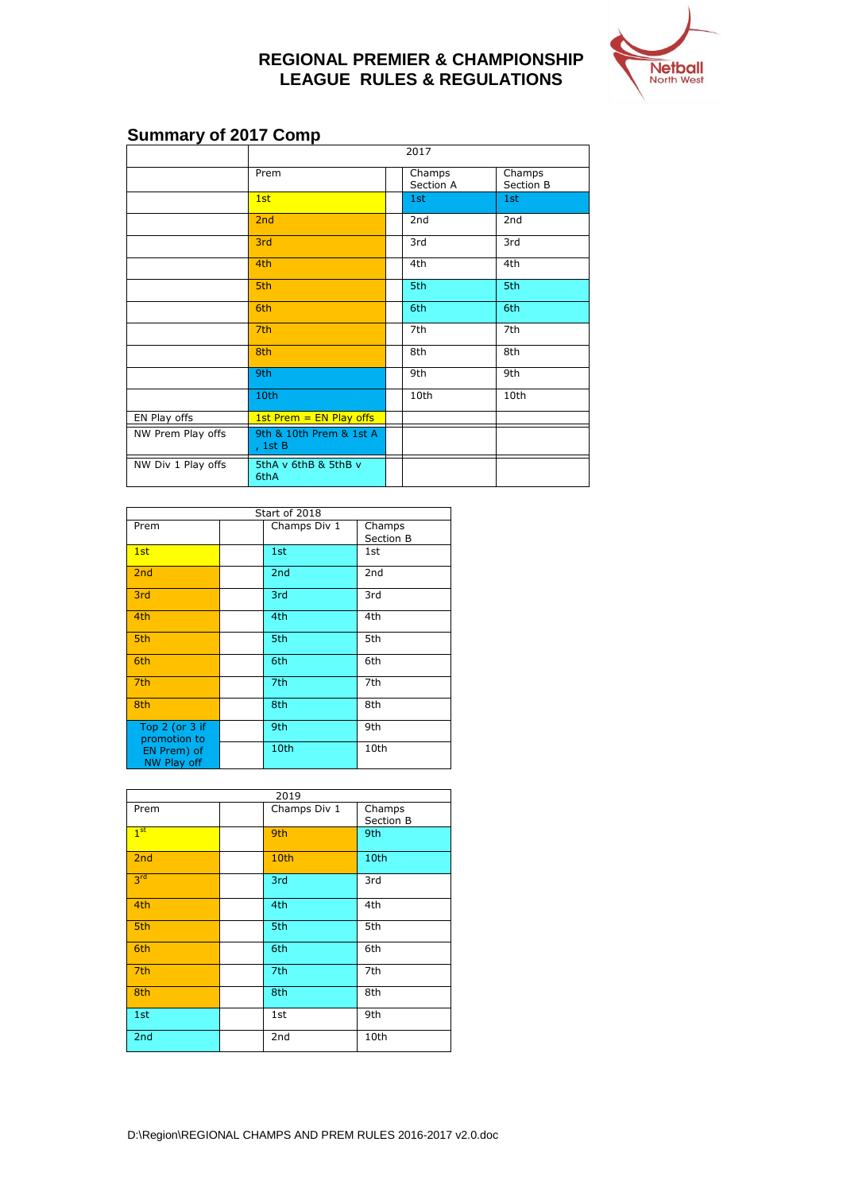# REGIONAL PREMIER & CHAMPIONSHIP LEAGUE RULES & REGULATIONS

## Summary of 2017 Comp

| | 2017 | | | |
|---|---|---|---|---|
| | Prem | | Champs Section A | Champs Section B |
| | 1st | | 1st | 1st |
| | 2nd | | 2nd | 2nd |
| | 3rd | | 3rd | 3rd |
| | 4th | | 4th | 4th |
| | 5th | | 5th | 5th |
| | 6th | | 6th | 6th |
| | 7th | | 7th | 7th |
| | 8th | | 8th | 8th |
| | 9th | | 9th | 9th |
| | 10th | | 10th | 10th |
| EN Play offs | 1st Prem = EN Play offs | | | |
| NW Prem Play offs | 9th & 10th Prem & 1st A , 1st B | | | |
| NW Div 1 Play offs | 5thA v 6thB & 5thB v 6thA | | | |

| Start of 2018 | | | |
|---|---|---|---|
| Prem | | Champs Div 1 | Champs Section B |
| 1st | | 1st | 1st |
| 2nd | | 2nd | 2nd |
| 3rd | | 3rd | 3rd |
| 4th | | 4th | 4th |
| 5th | | 5th | 5th |
| 6th | | 6th | 6th |
| 7th | | 7th | 7th |
| 8th | | 8th | 8th |
| Top 2 (or 3 if promotion to EN Prem) of NW Play off | | 9th | 9th |
| | | 10th | 10th |

| 2019 | | | |
|---|---|---|---|
| Prem | | Champs Div 1 | Champs Section B |
| 1st | | 9th | 9th |
| 2nd | | 10th | 10th |
| 3rd | | 3rd | 3rd |
| 4th | | 4th | 4th |
| 5th | | 5th | 5th |
| 6th | | 6th | 6th |
| 7th | | 7th | 7th |
| 8th | | 8th | 8th |
| 1st | | 1st | 9th |
| 2nd | | 2nd | 10th |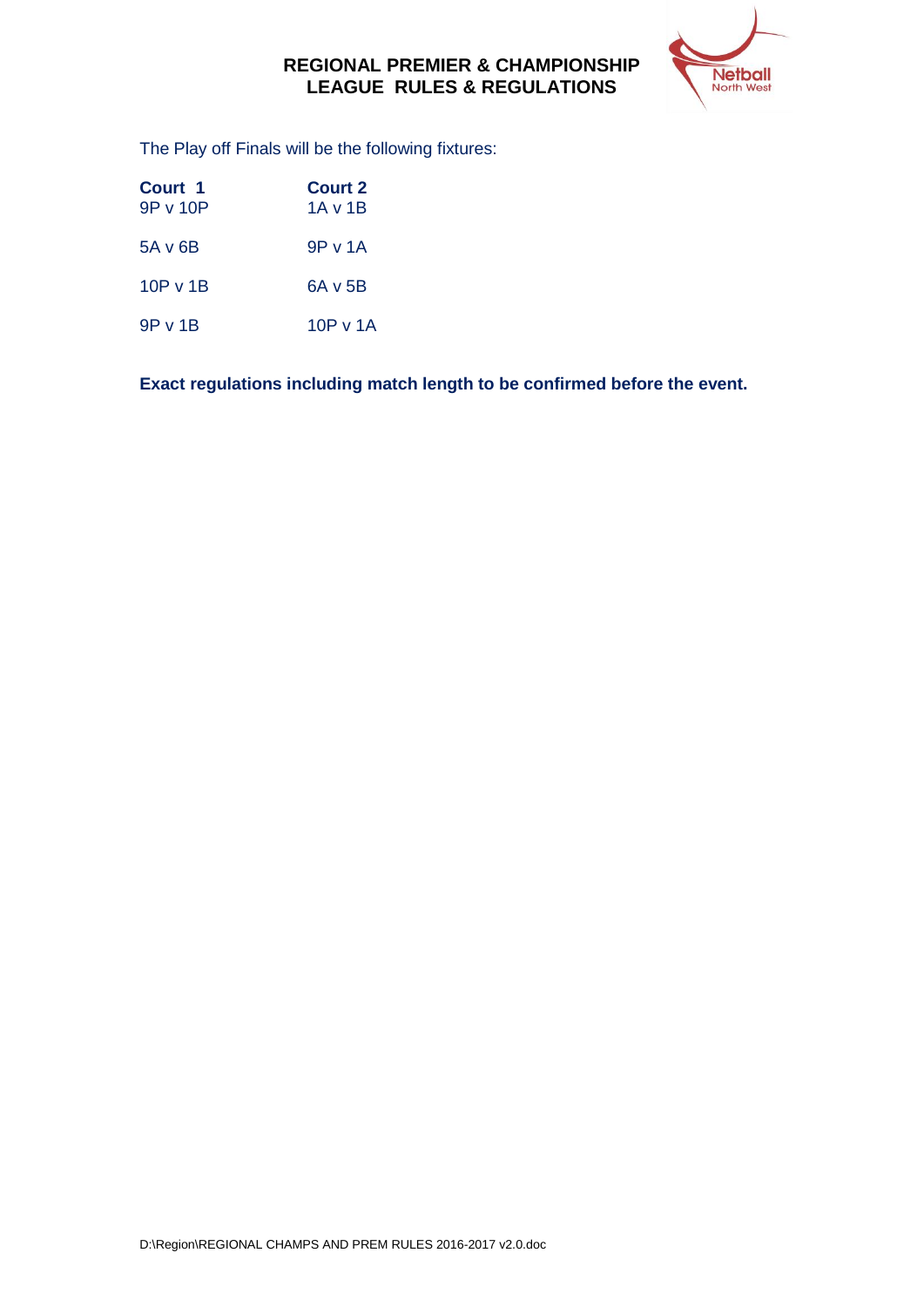The Play off Finals will be the following fixtures:

| Court 1 | Court 2 |
| --- | --- |
| 9P v 10P | 1A v 1B |
| 5A v 6B | 9P v 1A |
| 10P v 1B | 6A v 5B |
| 9P v 1B | 10P v 1A |

**Exact regulations including match length to be confirmed before the event.**